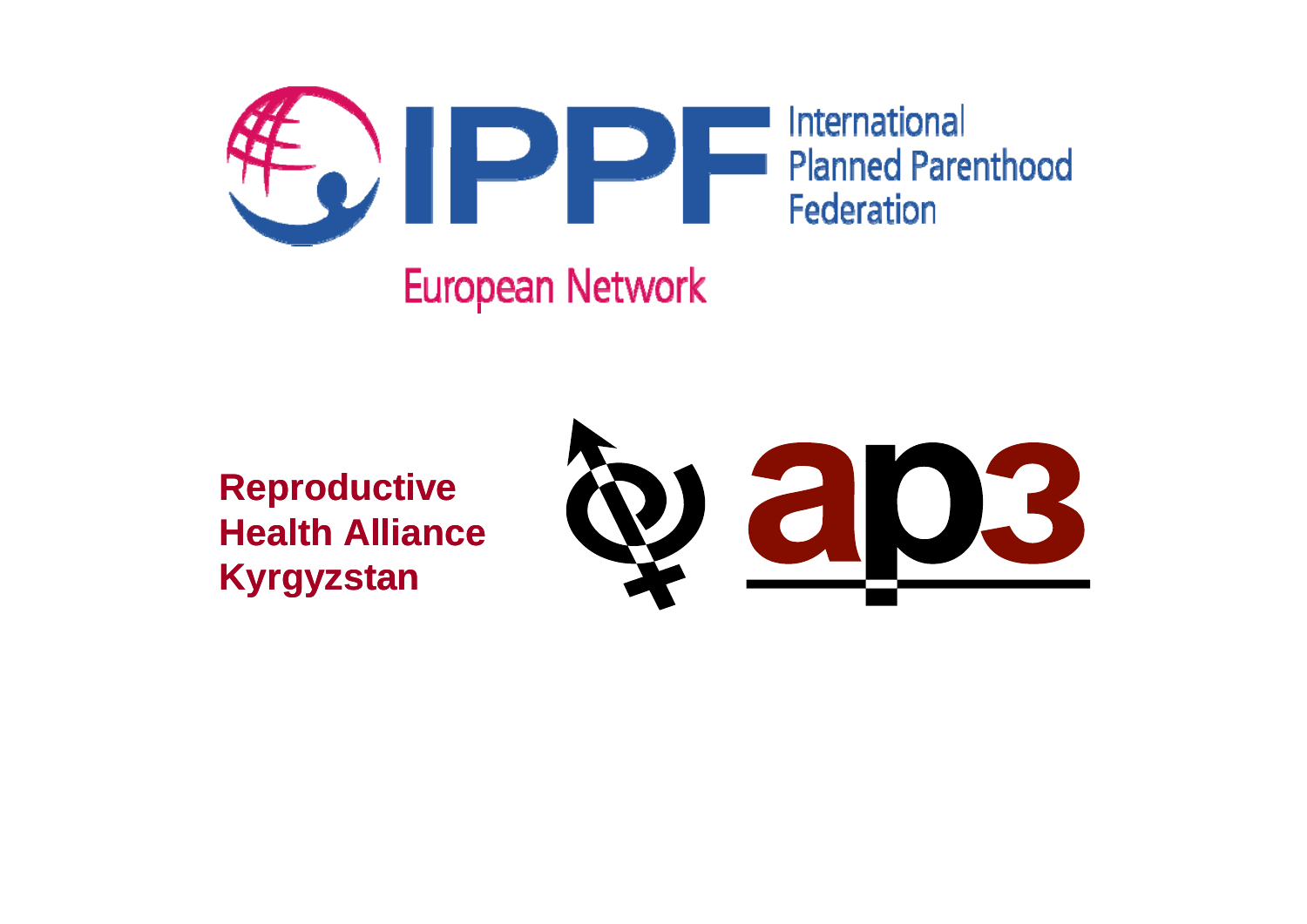IPPF International Planned Parenthood Federation

European Network

**Reproductive Health Alliance Kyrgyzstan**

ар3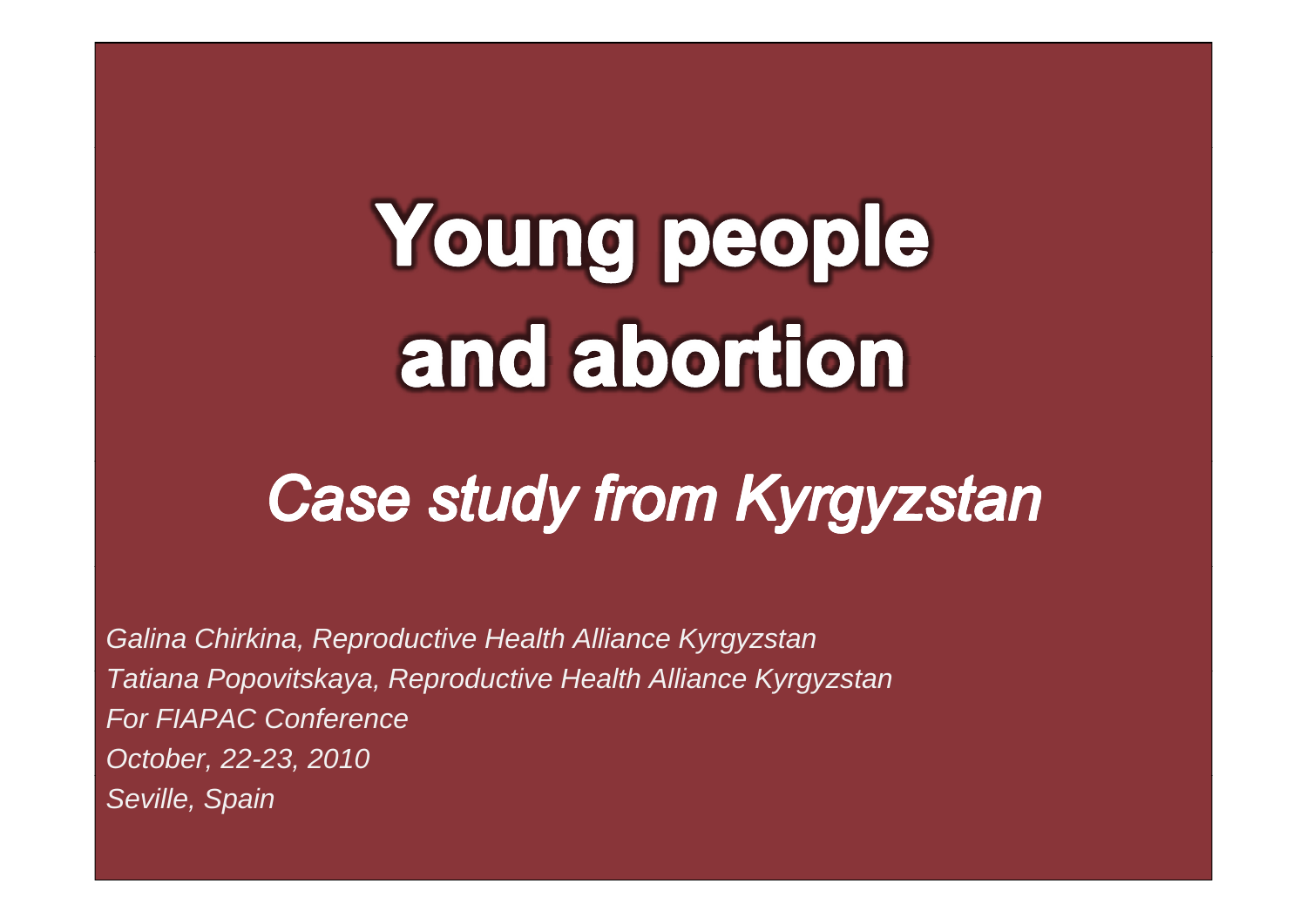# Young people and abortion

## *Case study from Kyrgyzstan*

*Galina Chirkina, Reproductive Health Alliance Kyrgyzstan*
*Tatiana Popovitskaya, Reproductive Health Alliance Kyrgyzstan*
*For FIAPAC Conference*
*October, 22-23, 2010*
*Seville, Spain*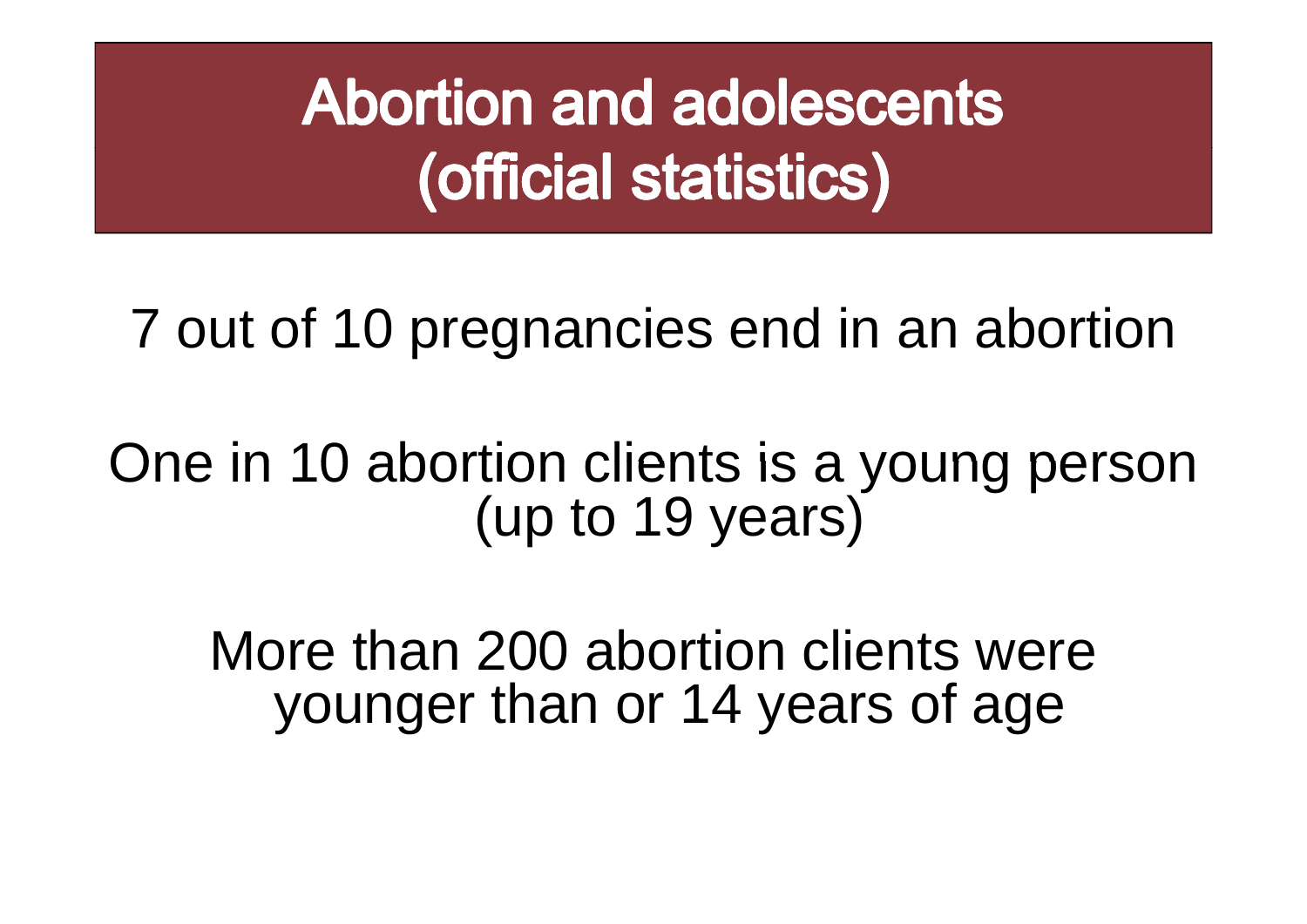# Abortion and adolescents (official statistics)

7 out of 10 pregnancies end in an abortion

One in 10 abortion clients is a young person (up to 19 years)

More than 200 abortion clients were younger than or 14 years of age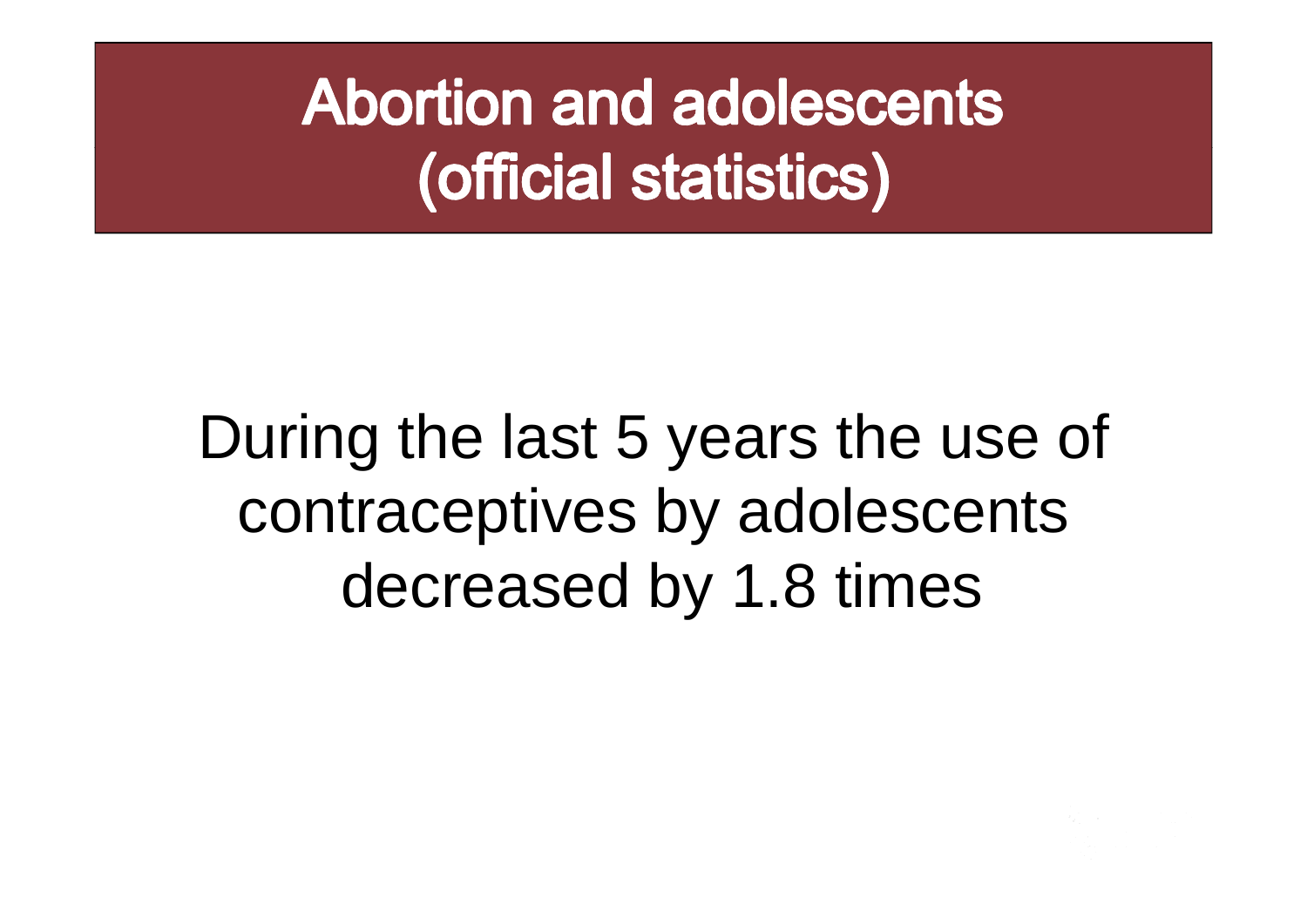# Abortion and adolescents (official statistics)

During the last 5 years the use of contraceptives by adolescents decreased by 1.8 times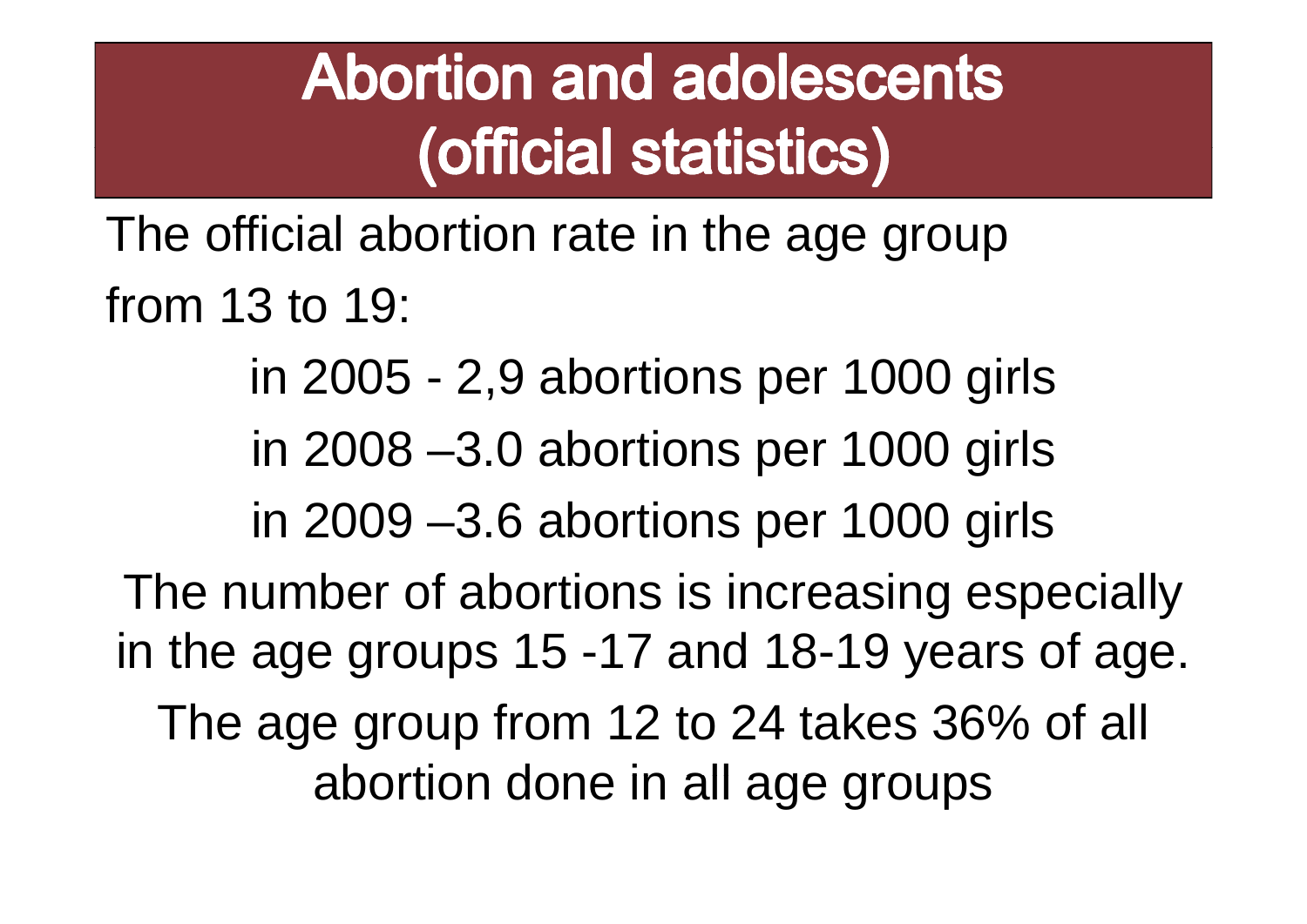# Abortion and adolescents (official statistics)

The official abortion rate in the age group from 13 to 19:

in 2005 - 2,9 abortions per 1000 girls

in 2008 –3.0 abortions per 1000 girls

in 2009 –3.6 abortions per 1000 girls

The number of abortions is increasing especially in the age groups 15 -17 and 18-19 years of age.

The age group from 12 to 24 takes 36% of all abortion done in all age groups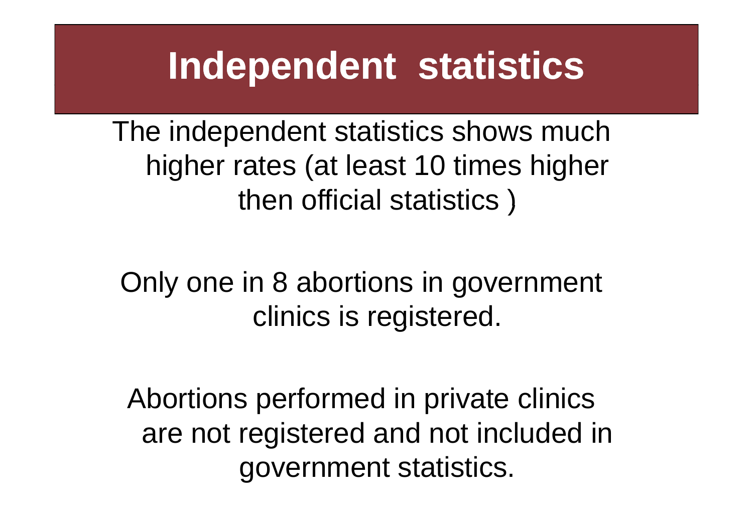# Independent statistics

The independent statistics shows much higher rates (at least 10 times higher then official statistics )

Only one in 8 abortions in government clinics is registered.

Abortions performed in private clinics are not registered and not included in government statistics.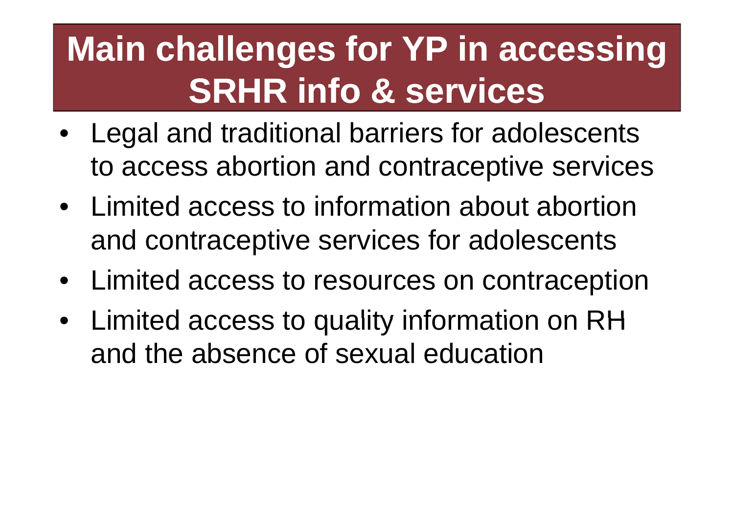# Main challenges for YP in accessing SRHR info & services

- Legal and traditional barriers for adolescents to access abortion and contraceptive services
- Limited access to information about abortion and contraceptive services for adolescents
- Limited access to resources on contraception
- Limited access to quality information on RH and the absence of sexual education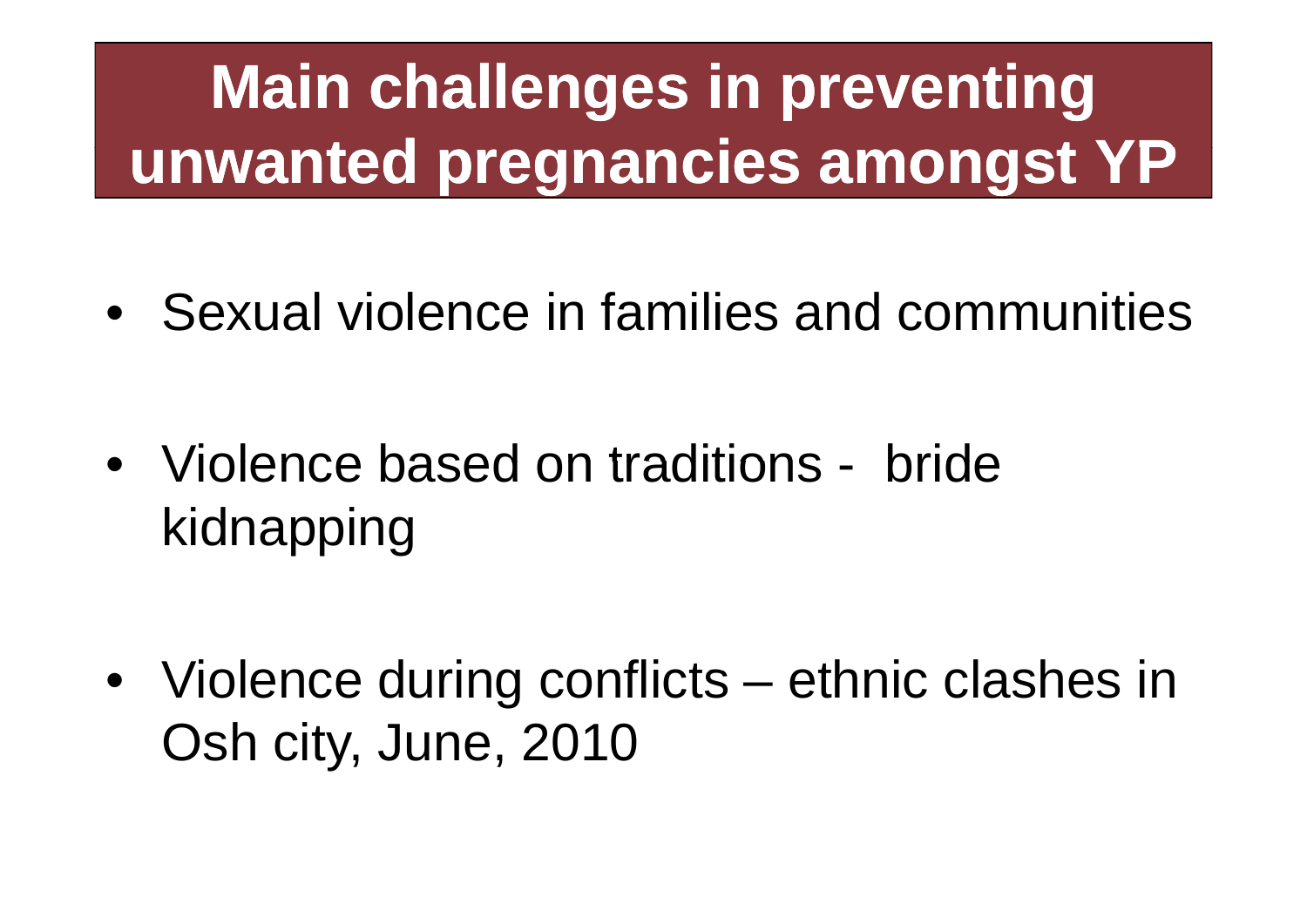# Main challenges in preventing unwanted pregnancies amongst YP

- Sexual violence in families and communities
- Violence based on traditions - bride kidnapping
- Violence during conflicts – ethnic clashes in Osh city, June, 2010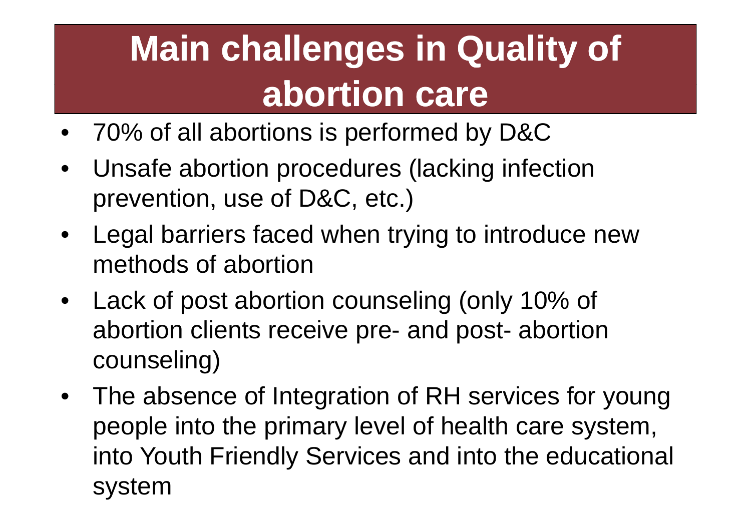# Main challenges in Quality of abortion care

- 70% of all abortions is performed by D&C
- Unsafe abortion procedures (lacking infection prevention, use of D&C, etc.)
- Legal barriers faced when trying to introduce new methods of abortion
- Lack of post abortion counseling (only 10% of abortion clients receive pre- and post- abortion counseling)
- The absence of Integration of RH services for young people into the primary level of health care system, into Youth Friendly Services and into the educational system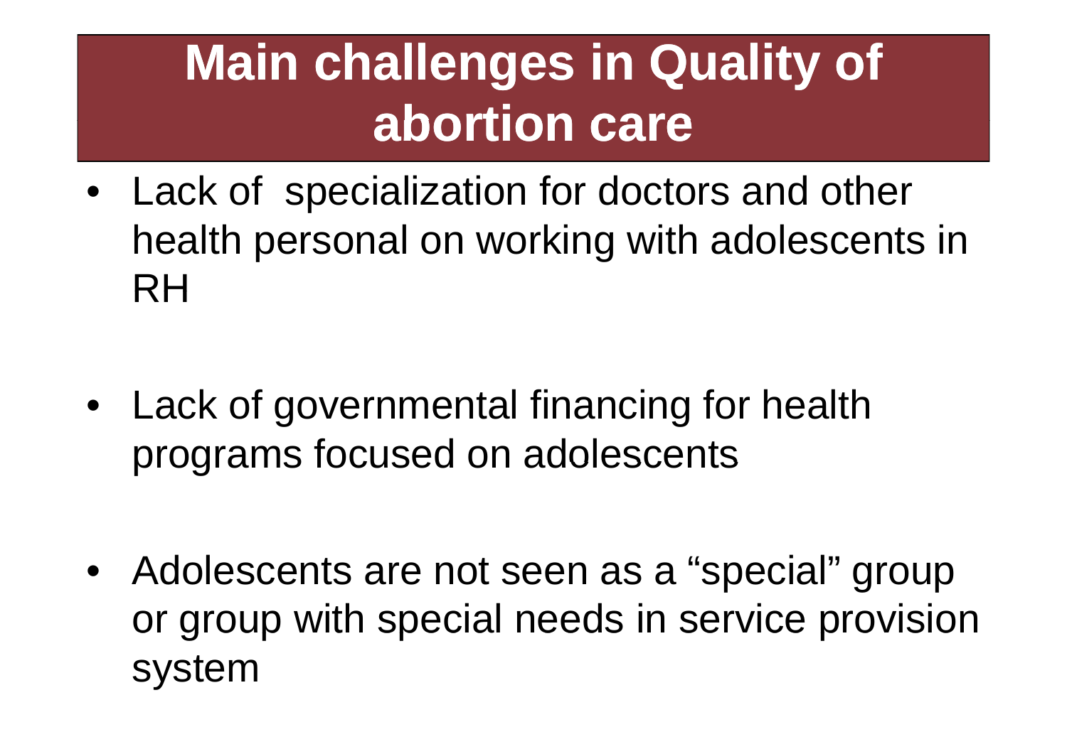# Main challenges in Quality of abortion care

- Lack of specialization for doctors and other health personal on working with adolescents in RH

- Lack of governmental financing for health programs focused on adolescents

- Adolescents are not seen as a "special" group or group with special needs in service provision system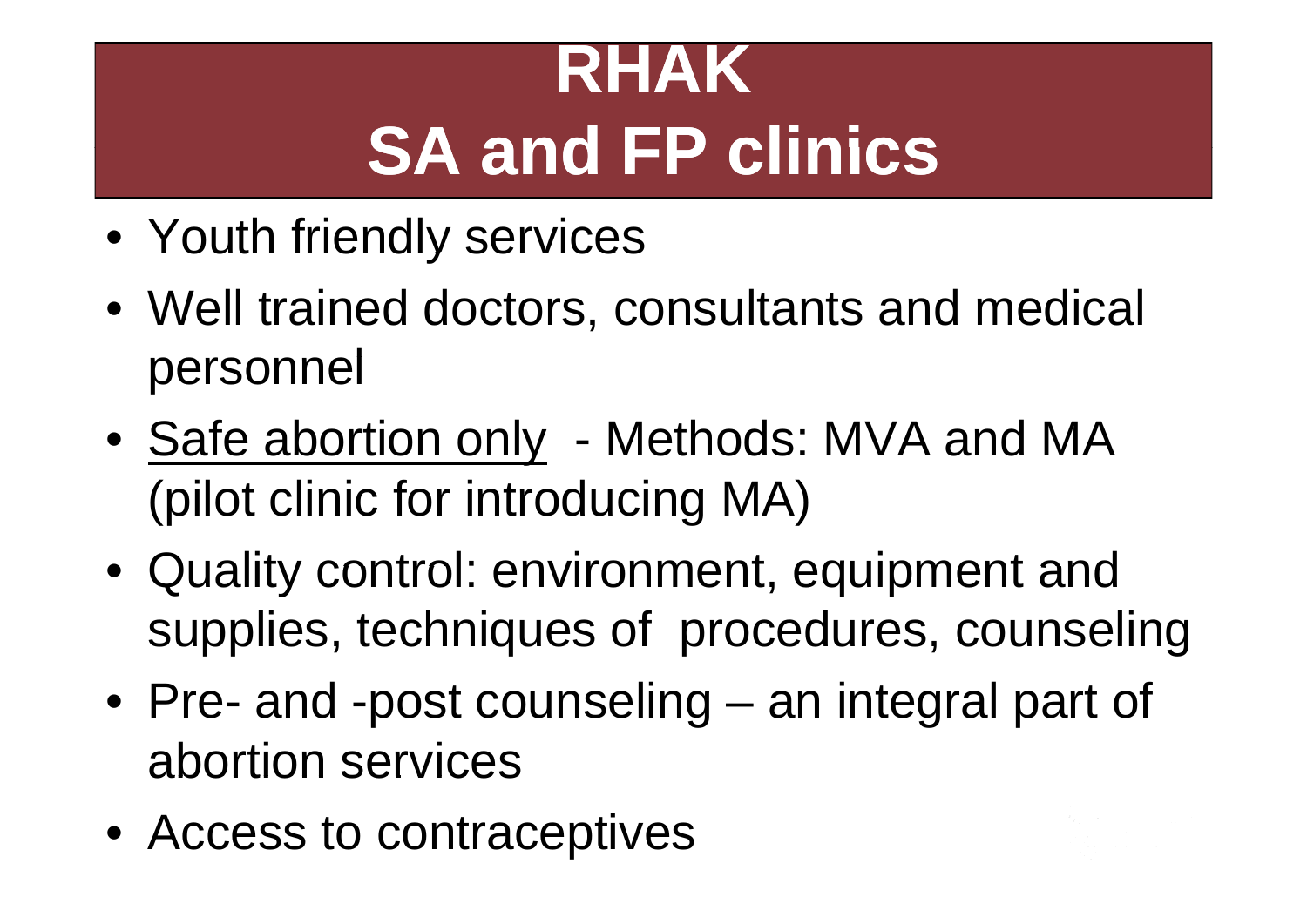# RHAK
# SA and FP clinics

- Youth friendly services
- Well trained doctors, consultants and medical personnel
- <u>Safe abortion only</u> - Methods: MVA and MA (pilot clinic for introducing MA)
- Quality control: environment, equipment and supplies, techniques of procedures, counseling
- Pre- and -post counseling – an integral part of abortion services
- Access to contraceptives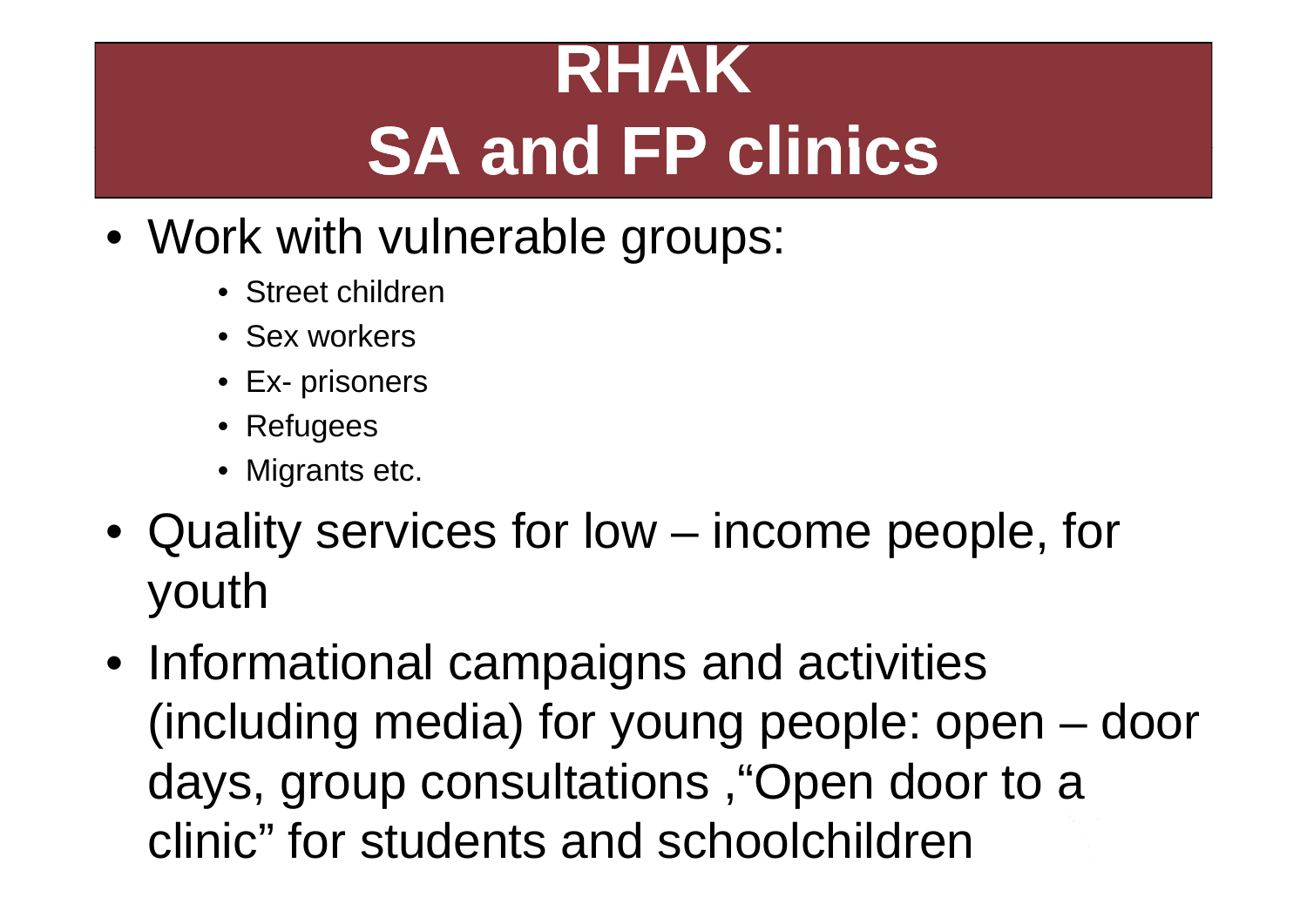# RHAK
# SA and FP clinics

- Work with vulnerable groups:
  - Street children
  - Sex workers
  - Ex- prisoners
  - Refugees
  - Migrants etc.
- Quality services for low – income people, for youth
- Informational campaigns and activities (including media) for young people: open – door days, group consultations ,"Open door to a clinic" for students and schoolchildren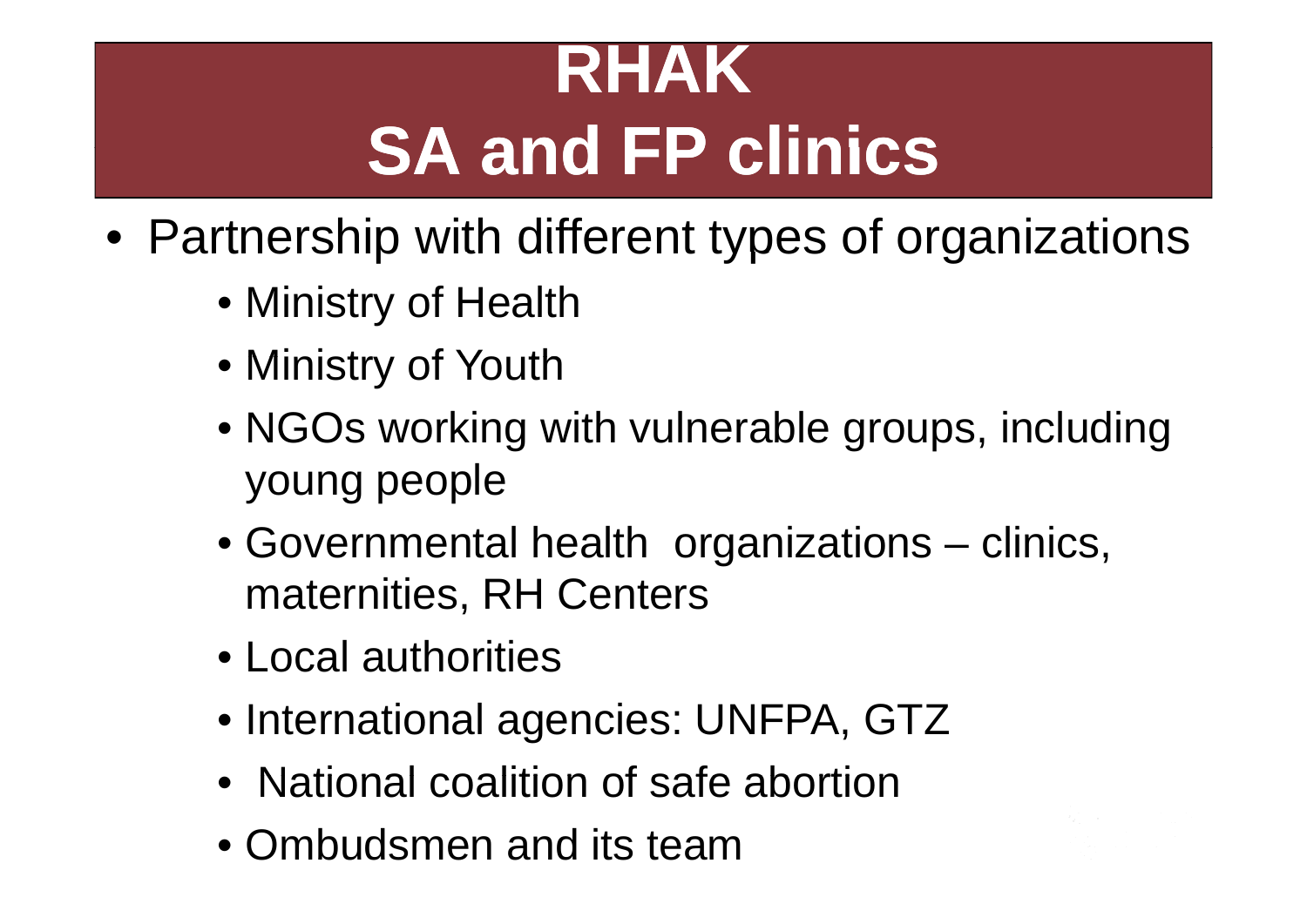# RHAK
# SA and FP clinics

- Partnership with different types of organizations
  - Ministry of Health
  - Ministry of Youth
  - NGOs working with vulnerable groups, including young people
  - Governmental health organizations – clinics, maternities, RH Centers
  - Local authorities
  - International agencies: UNFPA, GTZ
  - National coalition of safe abortion
  - Ombudsmen and its team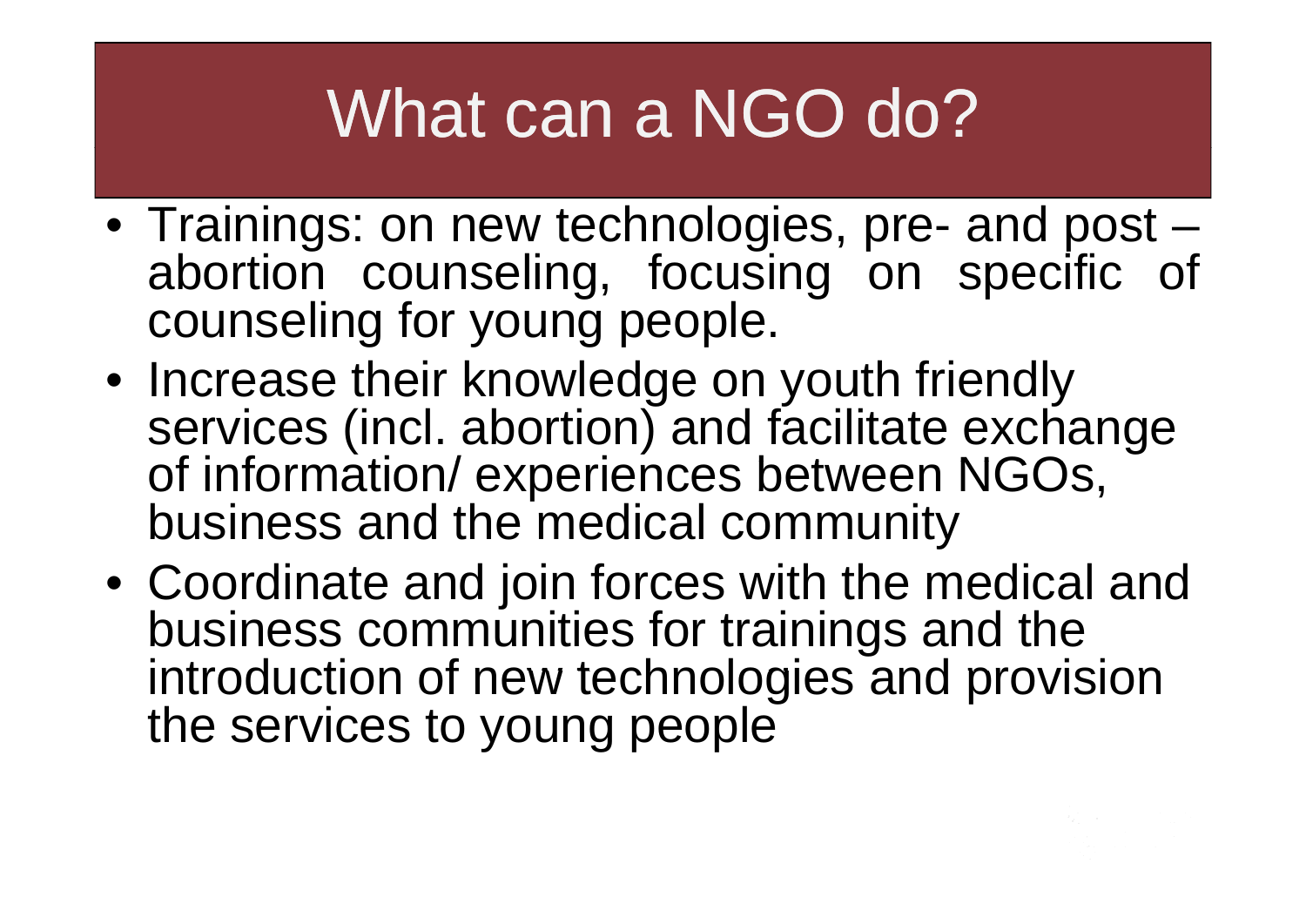# What can a NGO do?

- Trainings: on new technologies, pre- and post – abortion counseling, focusing on specific of counseling for young people.
- Increase their knowledge on youth friendly services (incl. abortion) and facilitate exchange of information/ experiences between NGOs, business and the medical community
- Coordinate and join forces with the medical and business communities for trainings and the introduction of new technologies and provision the services to young people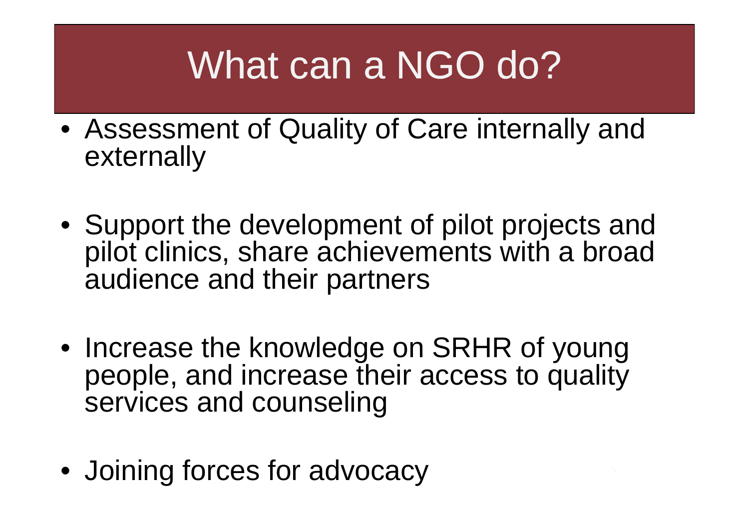# What can a NGO do?

- Assessment of Quality of Care internally and externally
- Support the development of pilot projects and pilot clinics, share achievements with a broad audience and their partners
- Increase the knowledge on SRHR of young people, and increase their access to quality services and counseling
- Joining forces for advocacy